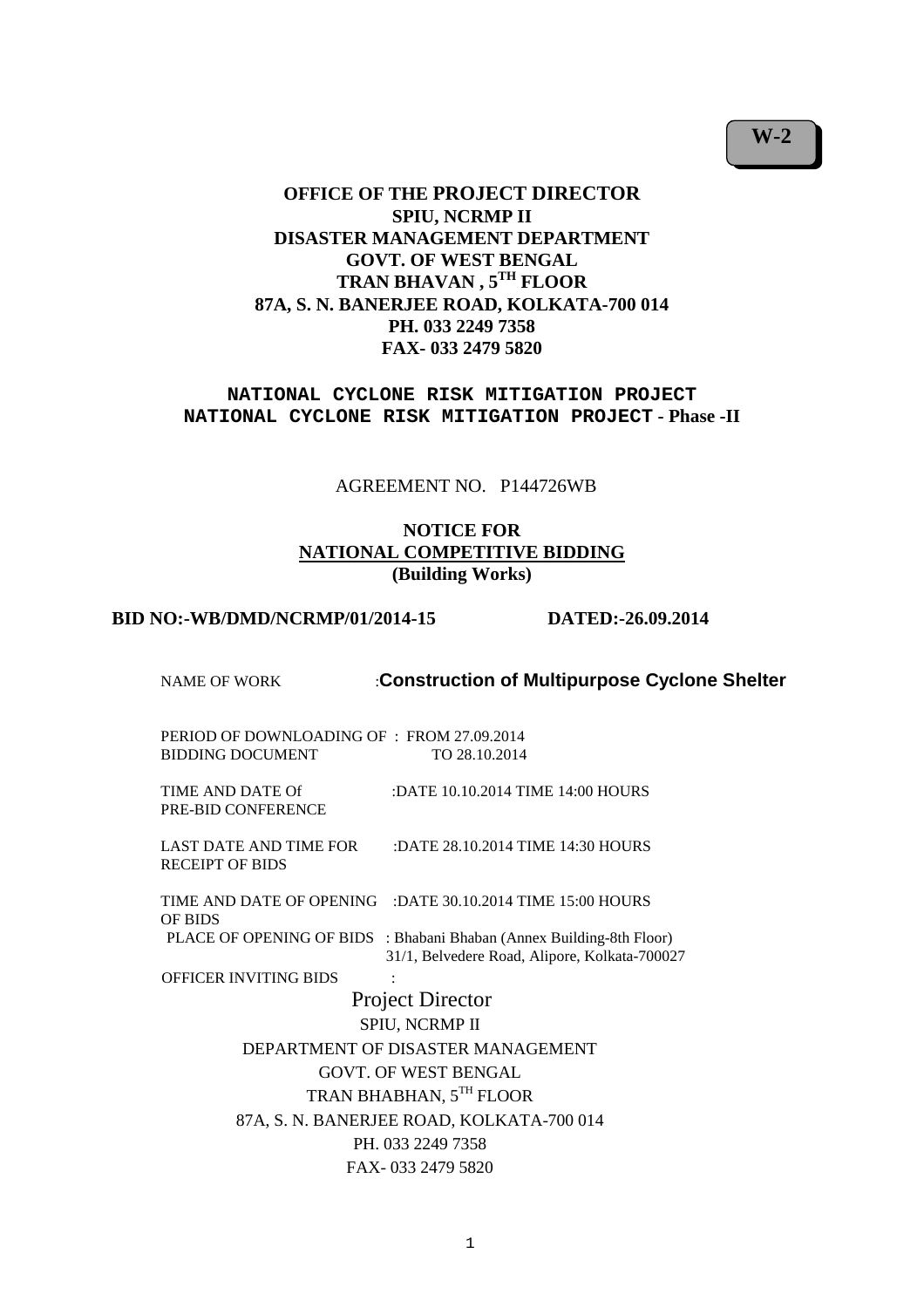**W-2**

# OFFICE OF THE PROJECT DIRECTOR
## SPIU, NCRMP II
## DISASTER MANAGEMENT DEPARTMENT
## GOVT. OF WEST BENGAL
## TRAN BHAVAN , 5TH FLOOR
## 87A, S. N. BANERJEE ROAD, KOLKATA-700 014
## PH. 033 2249 7358
## FAX- 033 2479 5820

**NATIONAL CYCLONE RISK MITIGATION PROJECT**
**NATIONAL CYCLONE RISK MITIGATION PROJECT - Phase -II**

AGREEMENT NO. P144726WB

**NOTICE FOR**
**NATIONAL COMPETITIVE BIDDING**
**(Building Works)**

**BID NO:-WB/DMD/NCRMP/01/2014-15 DATED:-26.09.2014**

NAME OF WORK :**Construction of Multipurpose Cyclone Shelter**

PERIOD OF DOWNLOADING OF BIDDING DOCUMENT : FROM 27.09.2014 TO 28.10.2014

TIME AND DATE Of PRE-BID CONFERENCE :DATE 10.10.2014 TIME 14:00 HOURS

LAST DATE AND TIME FOR RECEIPT OF BIDS :DATE 28.10.2014 TIME 14:30 HOURS

TIME AND DATE OF OPENING OF BIDS :DATE 30.10.2014 TIME 15:00 HOURS

PLACE OF OPENING OF BIDS : Bhabani Bhaban (Annex Building-8th Floor) 31/1, Belvedere Road, Alipore, Kolkata-700027

OFFICER INVITING BIDS :

Project Director
SPIU, NCRMP II
DEPARTMENT OF DISASTER MANAGEMENT
GOVT. OF WEST BENGAL
TRAN BHABHAN, 5TH FLOOR
87A, S. N. BANERJEE ROAD, KOLKATA-700 014
PH. 033 2249 7358
FAX- 033 2479 5820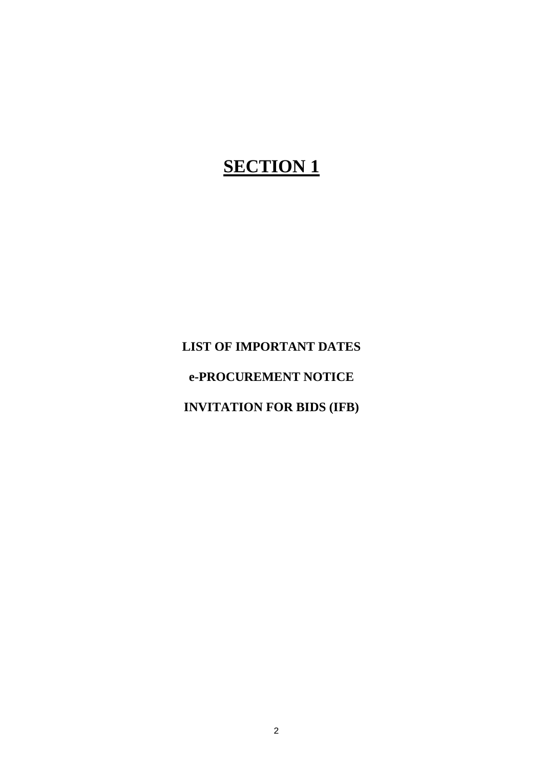# SECTION 1

**LIST OF IMPORTANT DATES**

**e-PROCUREMENT NOTICE**

**INVITATION FOR BIDS (IFB)**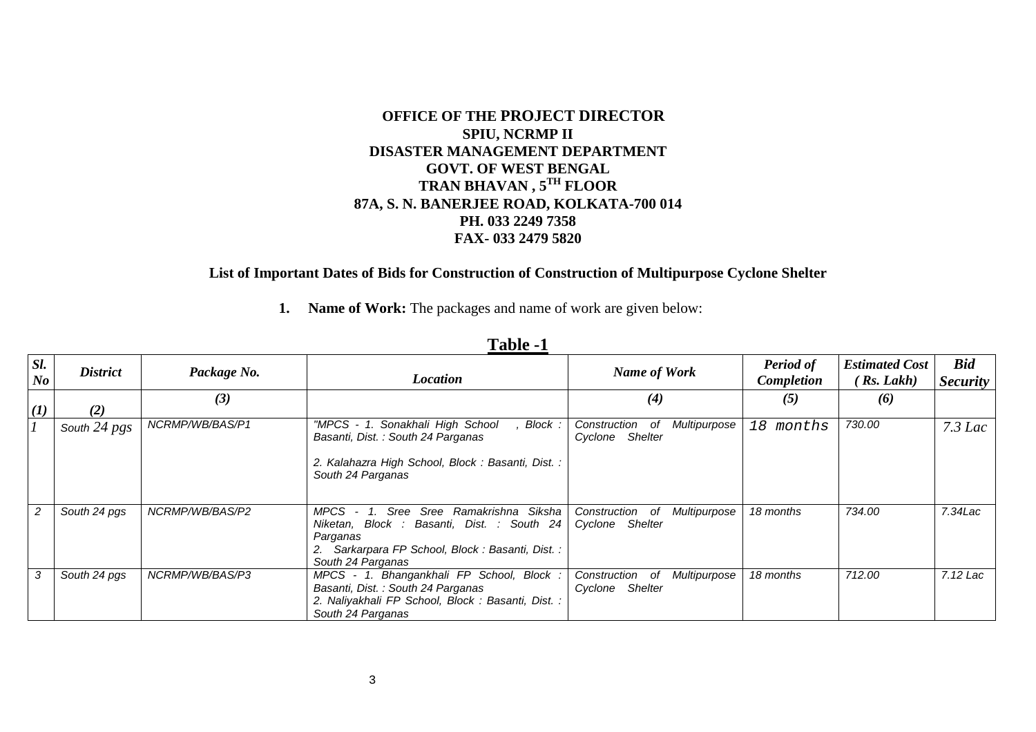**OFFICE OF THE PROJECT DIRECTOR**
**SPIU, NCRMP II**
**DISASTER MANAGEMENT DEPARTMENT**
**GOVT. OF WEST BENGAL**
**TRAN BHAVAN , 5$^{TH}$ FLOOR**
**87A, S. N. BANERJEE ROAD, KOLKATA-700 014**
**PH. 033 2249 7358**
**FAX- 033 2479 5820**

**List of Important Dates of Bids for Construction of Construction of Multipurpose Cyclone Shelter**

1. **Name of Work:** The packages and name of work are given below:

**Table -1**

| *Sl. No* | *District* | *Package No.* | *Location* | *Name of Work* | *Period of Completion* | *Estimated Cost ( Rs. Lakh)* | *Bid Security* |
|---|---|---|---|---|---|---|---|
| *(1)* | *(2)* | *(3)* | | *(4)* | *(5)* | *(6)* | |
| *1* | South 24 pgs | NCRMP/WB/BAS/P1 | "MPCS - 1. Sonakhali High School , Block : Basanti, Dist. : South 24 Parganas<br><br>2. Kalahazra High School, Block : Basanti, Dist. : South 24 Parganas | Construction of Multipurpose Cyclone Shelter | 18 months | 730.00 | 7.3 Lac |
| 2 | South 24 pgs | NCRMP/WB/BAS/P2 | MPCS - 1. Sree Sree Ramakrishna Siksha Niketan, Block : Basanti, Dist. : South 24 Parganas<br>2. Sarkarpara FP School, Block : Basanti, Dist. : South 24 Parganas | Construction of Multipurpose Cyclone Shelter | 18 months | 734.00 | 7.34Lac |
| 3 | South 24 pgs | NCRMP/WB/BAS/P3 | MPCS - 1. Bhangankhali FP School, Block : Basanti, Dist. : South 24 Parganas<br>2. Naliyakhali FP School, Block : Basanti, Dist. : South 24 Parganas | Construction of Multipurpose Cyclone Shelter | 18 months | 712.00 | 7.12 Lac |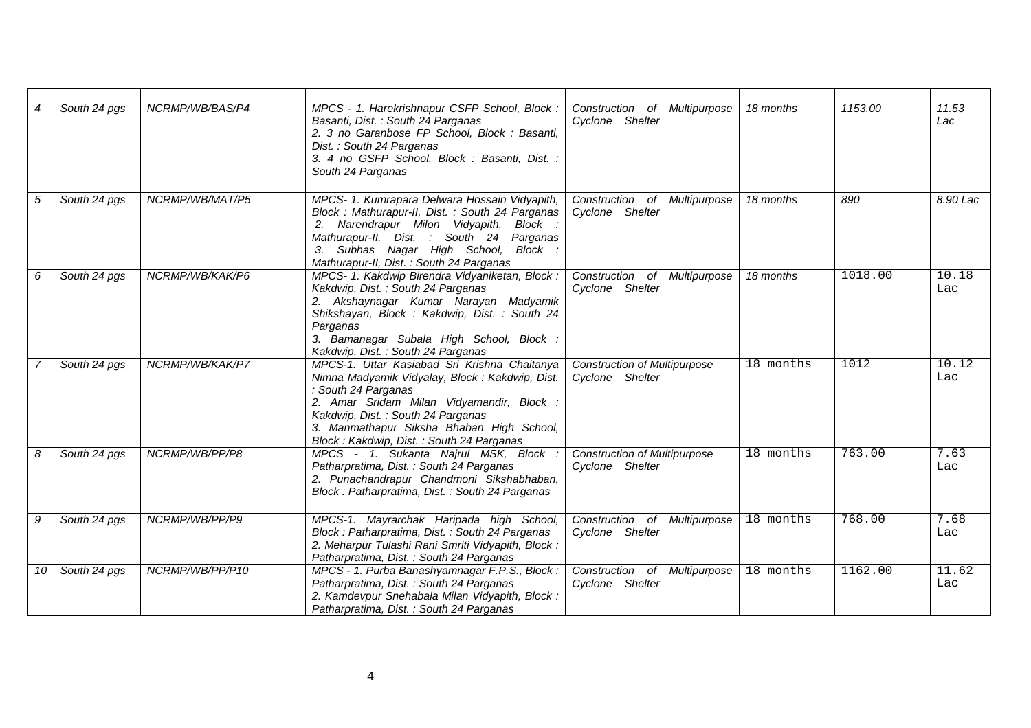| | | | | | | | |
|---|---|---|---|---|---|---|---|
| 4 | South 24 pgs | NCRMP/WB/BAS/P4 | MPCS - 1. Harekrishnapur CSFP School, Block : Basanti, Dist. : South 24 Parganas<br>2. 3 no Garanbose FP School, Block : Basanti, Dist. : South 24 Parganas<br>3. 4 no GSFP School, Block : Basanti, Dist. : South 24 Parganas | Construction of Multipurpose Cyclone Shelter | 18 months | 1153.00 | 11.53 Lac |
| 5 | South 24 pgs | NCRMP/WB/MAT/P5 | MPCS- 1. Kumrapara Delwara Hossain Vidyapith, Block : Mathurapur-II, Dist. : South 24 Parganas<br>2. Narendrapur Milon Vidyapith, Block : Mathurapur-II, Dist. : South 24 Parganas<br>3. Subhas Nagar High School, Block : Mathurapur-II, Dist. : South 24 Parganas | Construction of Multipurpose Cyclone Shelter | 18 months | 890 | 8.90 Lac |
| 6 | South 24 pgs | NCRMP/WB/KAK/P6 | MPCS- 1. Kakdwip Birendra Vidyaniketan, Block : Kakdwip, Dist. : South 24 Parganas<br>2. Akshaynagar Kumar Narayan Madyamik Shikshayan, Block : Kakdwip, Dist. : South 24 Parganas<br>3. Bamanagar Subala High School, Block : Kakdwip, Dist. : South 24 Parganas | Construction of Multipurpose Cyclone Shelter | 18 months | 1018.00 | 10.18 Lac |
| 7 | South 24 pgs | NCRMP/WB/KAK/P7 | MPCS-1. Uttar Kasiabad Sri Krishna Chaitanya Nimna Madyamik Vidyalay, Block : Kakdwip, Dist. : South 24 Parganas<br>2. Amar Sridam Milan Vidyamandir, Block : Kakdwip, Dist. : South 24 Parganas<br>3. Manmathapur Siksha Bhaban High School, Block : Kakdwip, Dist. : South 24 Parganas | Construction of Multipurpose Cyclone Shelter | 18 months | 1012 | 10.12 Lac |
| 8 | South 24 pgs | NCRMP/WB/PP/P8 | MPCS - 1. Sukanta Najrul MSK, Block : Patharpratima, Dist. : South 24 Parganas<br>2. Punachandrapur Chandmoni Sikshabhaban, Block : Patharpratima, Dist. : South 24 Parganas | Construction of Multipurpose Cyclone Shelter | 18 months | 763.00 | 7.63 Lac |
| 9 | South 24 pgs | NCRMP/WB/PP/P9 | MPCS-1. Mayrarchak Haripada high School, Block : Patharpratima, Dist. : South 24 Parganas<br>2. Meharpur Tulashi Rani Smriti Vidyapith, Block : Patharpratima, Dist. : South 24 Parganas | Construction of Multipurpose Cyclone Shelter | 18 months | 768.00 | 7.68 Lac |
| 10 | South 24 pgs | NCRMP/WB/PP/P10 | MPCS - 1. Purba Banashyamnagar F.P.S., Block : Patharpratima, Dist. : South 24 Parganas<br>2. Kamdevpur Snehabala Milan Vidyapith, Block : Patharpratima, Dist. : South 24 Parganas | Construction of Multipurpose Cyclone Shelter | 18 months | 1162.00 | 11.62 Lac |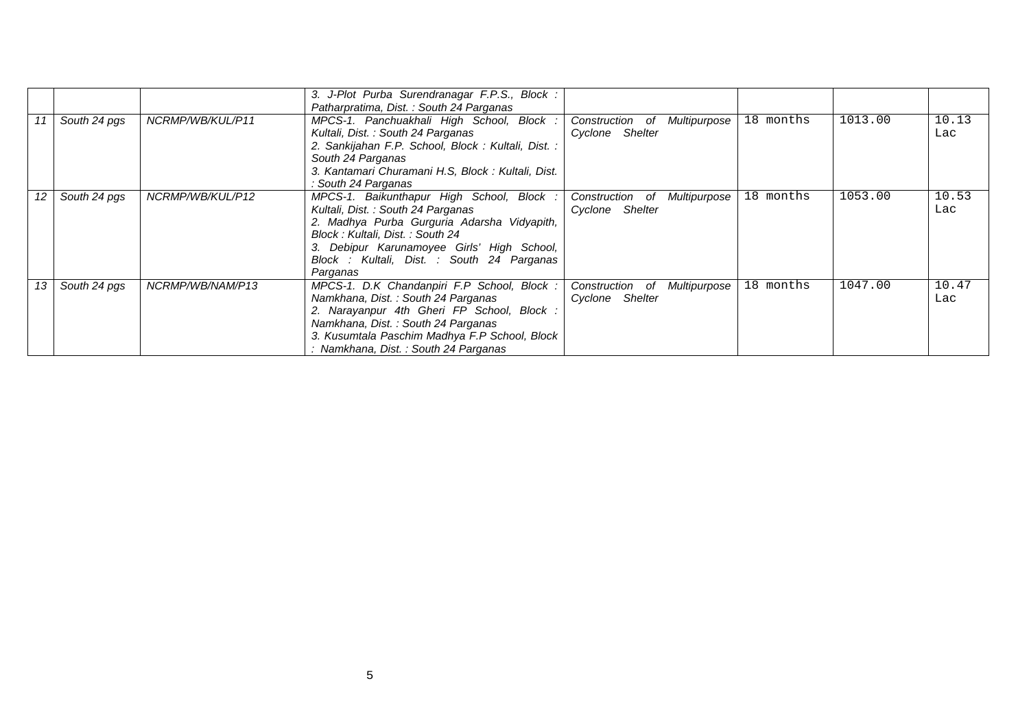| | | | | | | | |
|---|---|---|---|---|---|---|---|
| | | | *3. J-Plot Purba Surendranagar F.P.S., Block : Patharpratima, Dist. : South 24 Parganas* | | | | |
| *11* | *South 24 pgs* | *NCRMP/WB/KUL/P11* | *MPCS-1. Panchuakhali High School, Block : Kultali, Dist. : South 24 Parganas*<br>*2. Sankijahan F.P. School, Block : Kultali, Dist. : South 24 Parganas*<br>*3. Kantamari Churamani H.S, Block : Kultali, Dist. : South 24 Parganas* | *Construction of Multipurpose Cyclone Shelter* | 18 months | 1013.00 | 10.13 Lac |
| *12* | *South 24 pgs* | *NCRMP/WB/KUL/P12* | *MPCS-1. Baikunthapur High School, Block : Kultali, Dist. : South 24 Parganas*<br>*2. Madhya Purba Gurguria Adarsha Vidyapith, Block : Kultali, Dist. : South 24*<br>*3. Debipur Karunamoyee Girls' High School, Block : Kultali, Dist. : South 24 Parganas Parganas* | *Construction of Multipurpose Cyclone Shelter* | 18 months | 1053.00 | 10.53 Lac |
| *13* | *South 24 pgs* | *NCRMP/WB/NAM/P13* | *MPCS-1. D.K Chandanpiri F.P School, Block : Namkhana, Dist. : South 24 Parganas*<br>*2. Narayanpur 4th Gheri FP School, Block : Namkhana, Dist. : South 24 Parganas*<br>*3. Kusumtala Paschim Madhya F.P School, Block : Namkhana, Dist. : South 24 Parganas* | *Construction of Multipurpose Cyclone Shelter* | 18 months | 1047.00 | 10.47 Lac |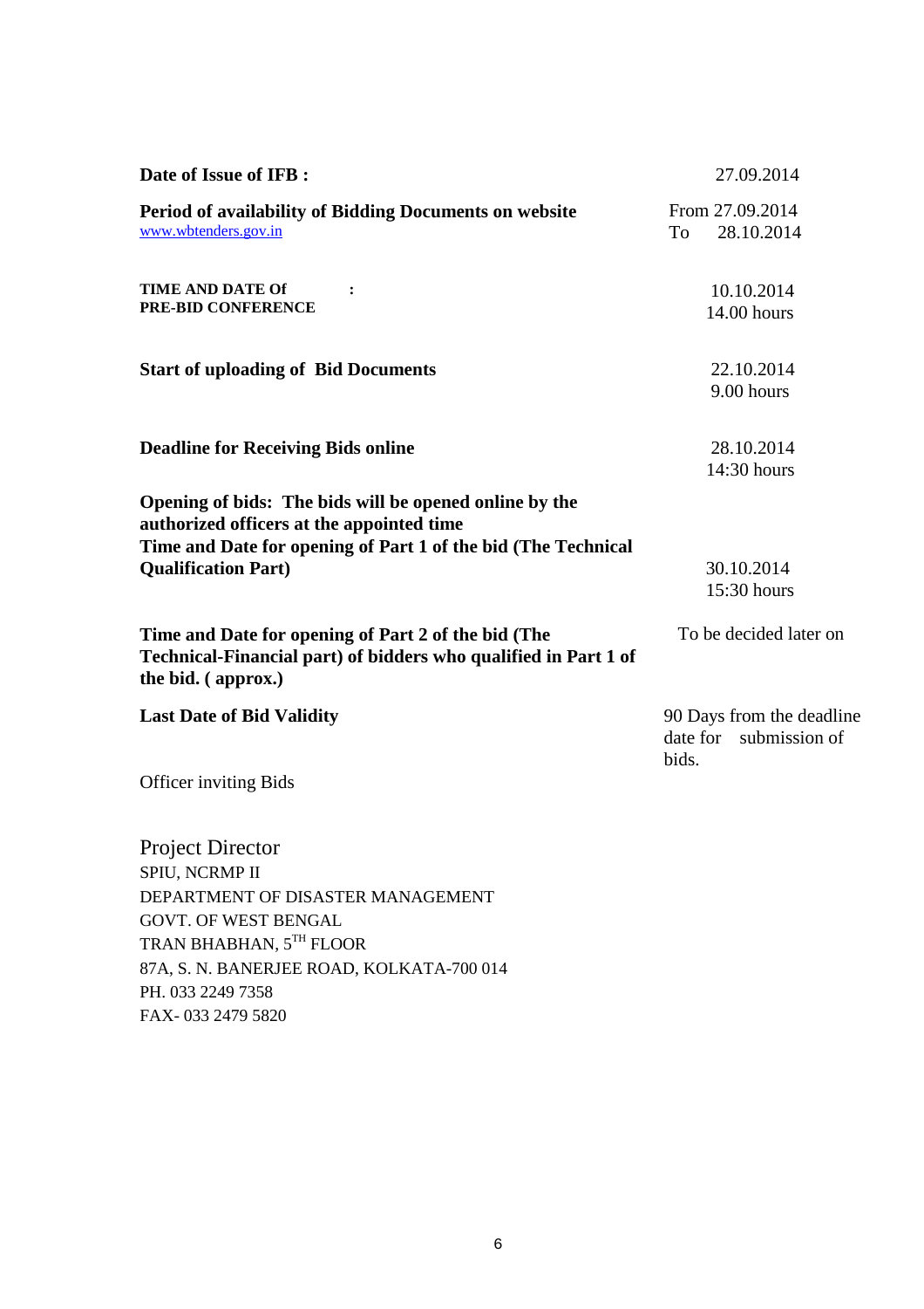| | |
|---|---|
| **Date of Issue of IFB :** | 27.09.2014 |
| **Period of availability of Bidding Documents on website** [www.wbtenders.gov.in](http://www.wbtenders.gov.in) | From 27.09.2014 To 28.10.2014 |
| **TIME AND DATE Of PRE-BID CONFERENCE :** | 10.10.2014 14.00 hours |
| **Start of uploading of Bid Documents** | 22.10.2014 9.00 hours |
| **Deadline for Receiving Bids online** | 28.10.2014 14:30 hours |
| **Opening of bids: The bids will be opened online by the authorized officers at the appointed time** **Time and Date for opening of Part 1 of the bid (The Technical Qualification Part)** | 30.10.2014 15:30 hours |
| **Time and Date for opening of Part 2 of the bid (The Technical-Financial part) of bidders who qualified in Part 1 of the bid. ( approx.)** | To be decided later on |
| **Last Date of Bid Validity** | 90 Days from the deadline date for submission of bids. |

Officer inviting Bids

Project Director
SPIU, NCRMP II
DEPARTMENT OF DISASTER MANAGEMENT
GOVT. OF WEST BENGAL
TRAN BHABHAN, 5TH FLOOR
87A, S. N. BANERJEE ROAD, KOLKATA-700 014
PH. 033 2249 7358
FAX- 033 2479 5820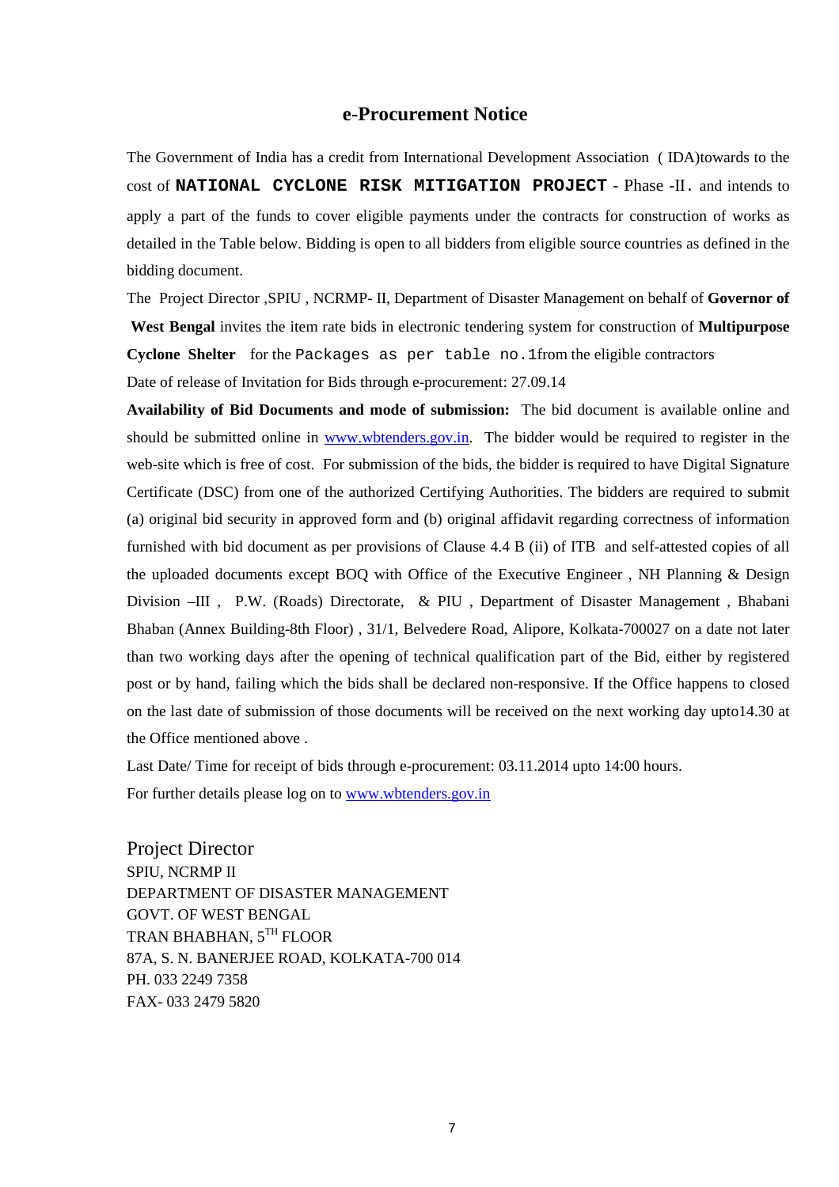# e-Procurement Notice

The Government of India has a credit from International Development Association ( IDA)towards to the cost of **NATIONAL CYCLONE RISK MITIGATION PROJECT** - Phase -II. and intends to apply a part of the funds to cover eligible payments under the contracts for construction of works as detailed in the Table below. Bidding is open to all bidders from eligible source countries as defined in the bidding document.

The Project Director ,SPIU , NCRMP- II, Department of Disaster Management on behalf of **Governor of West Bengal** invites the item rate bids in electronic tendering system for construction of **Multipurpose Cyclone Shelter** for the Packages as per table no.1from the eligible contractors

Date of release of Invitation for Bids through e-procurement: 27.09.14

**Availability of Bid Documents and mode of submission:** The bid document is available online and should be submitted online in www.wbtenders.gov.in. The bidder would be required to register in the web-site which is free of cost. For submission of the bids, the bidder is required to have Digital Signature Certificate (DSC) from one of the authorized Certifying Authorities. The bidders are required to submit (a) original bid security in approved form and (b) original affidavit regarding correctness of information furnished with bid document as per provisions of Clause 4.4 B (ii) of ITB and self-attested copies of all the uploaded documents except BOQ with Office of the Executive Engineer , NH Planning & Design Division –III , P.W. (Roads) Directorate, & PIU , Department of Disaster Management , Bhabani Bhaban (Annex Building-8th Floor) , 31/1, Belvedere Road, Alipore, Kolkata-700027 on a date not later than two working days after the opening of technical qualification part of the Bid, either by registered post or by hand, failing which the bids shall be declared non-responsive. If the Office happens to closed on the last date of submission of those documents will be received on the next working day upto14.30 at the Office mentioned above .

Last Date/ Time for receipt of bids through e-procurement: 03.11.2014 upto 14:00 hours.

For further details please log on to www.wbtenders.gov.in

Project Director
SPIU, NCRMP II
DEPARTMENT OF DISASTER MANAGEMENT
GOVT. OF WEST BENGAL
TRAN BHABHAN, 5TH FLOOR
87A, S. N. BANERJEE ROAD, KOLKATA-700 014
PH. 033 2249 7358
FAX- 033 2479 5820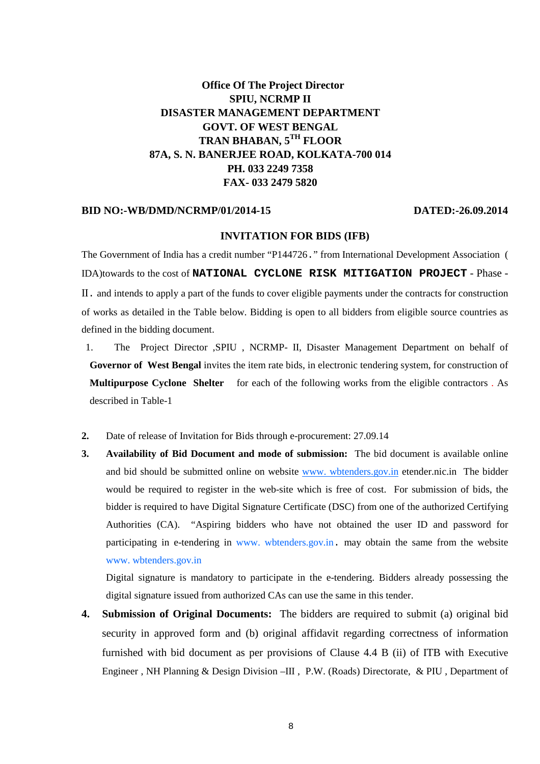**Office Of The Project Director**
**SPIU, NCRMP II**
**DISASTER MANAGEMENT DEPARTMENT**
**GOVT. OF WEST BENGAL**
**TRAN BHABAN, 5TH FLOOR**
**87A, S. N. BANERJEE ROAD, KOLKATA-700 014**
**PH. 033 2249 7358**
**FAX- 033 2479 5820**

**BID NO:-WB/DMD/NCRMP/01/2014-15** **DATED:-26.09.2014**

## INVITATION FOR BIDS (IFB)

The Government of India has a credit number "P144726." from International Development Association ( IDA)towards to the cost of **NATIONAL CYCLONE RISK MITIGATION PROJECT** - Phase - II. and intends to apply a part of the funds to cover eligible payments under the contracts for construction of works as detailed in the Table below. Bidding is open to all bidders from eligible source countries as defined in the bidding document.

1. The Project Director ,SPIU , NCRMP- II, Disaster Management Department on behalf of **Governor of West Bengal** invites the item rate bids, in electronic tendering system, for construction of **Multipurpose Cyclone Shelter** for each of the following works from the eligible contractors . As described in Table-1

2. Date of release of Invitation for Bids through e-procurement: 27.09.14

3. **Availability of Bid Document and mode of submission:** The bid document is available online and bid should be submitted online on website www. wbtenders.gov.in etender.nic.in The bidder would be required to register in the web-site which is free of cost. For submission of bids, the bidder is required to have Digital Signature Certificate (DSC) from one of the authorized Certifying Authorities (CA). "Aspiring bidders who have not obtained the user ID and password for participating in e-tendering in www. wbtenders.gov.in. may obtain the same from the website www. wbtenders.gov.in

   Digital signature is mandatory to participate in the e-tendering. Bidders already possessing the digital signature issued from authorized CAs can use the same in this tender.

4. **Submission of Original Documents:** The bidders are required to submit (a) original bid security in approved form and (b) original affidavit regarding correctness of information furnished with bid document as per provisions of Clause 4.4 B (ii) of ITB with Executive Engineer , NH Planning & Design Division –III , P.W. (Roads) Directorate, & PIU , Department of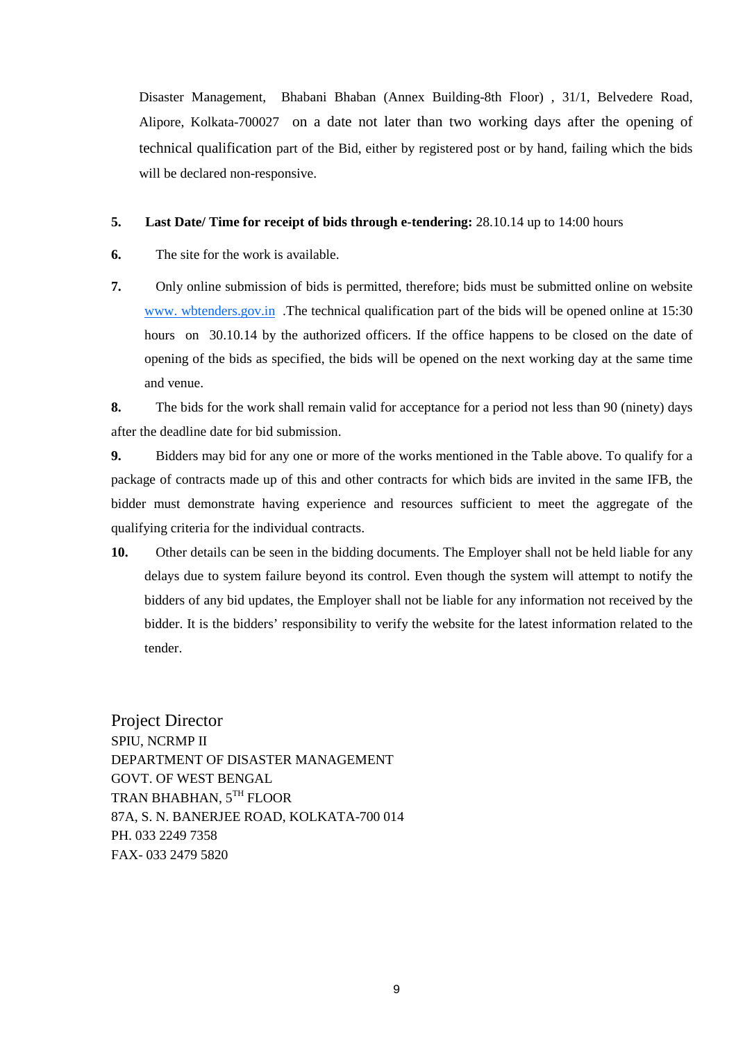Disaster Management, Bhabani Bhaban (Annex Building-8th Floor) , 31/1, Belvedere Road, Alipore, Kolkata-700027 on a date not later than two working days after the opening of technical qualification part of the Bid, either by registered post or by hand, failing which the bids will be declared non-responsive.

**5.** **Last Date/ Time for receipt of bids through e-tendering:** 28.10.14 up to 14:00 hours

**6.** The site for the work is available.

**7.** Only online submission of bids is permitted, therefore; bids must be submitted online on website www. wbtenders.gov.in .The technical qualification part of the bids will be opened online at 15:30 hours on 30.10.14 by the authorized officers. If the office happens to be closed on the date of opening of the bids as specified, the bids will be opened on the next working day at the same time and venue.

**8.** The bids for the work shall remain valid for acceptance for a period not less than 90 (ninety) days after the deadline date for bid submission.

**9.** Bidders may bid for any one or more of the works mentioned in the Table above. To qualify for a package of contracts made up of this and other contracts for which bids are invited in the same IFB, the bidder must demonstrate having experience and resources sufficient to meet the aggregate of the qualifying criteria for the individual contracts.

**10.** Other details can be seen in the bidding documents. The Employer shall not be held liable for any delays due to system failure beyond its control. Even though the system will attempt to notify the bidders of any bid updates, the Employer shall not be liable for any information not received by the bidder. It is the bidders' responsibility to verify the website for the latest information related to the tender.

Project Director
SPIU, NCRMP II
DEPARTMENT OF DISASTER MANAGEMENT
GOVT. OF WEST BENGAL
TRAN BHABHAN, 5TH FLOOR
87A, S. N. BANERJEE ROAD, KOLKATA-700 014
PH. 033 2249 7358
FAX- 033 2479 5820